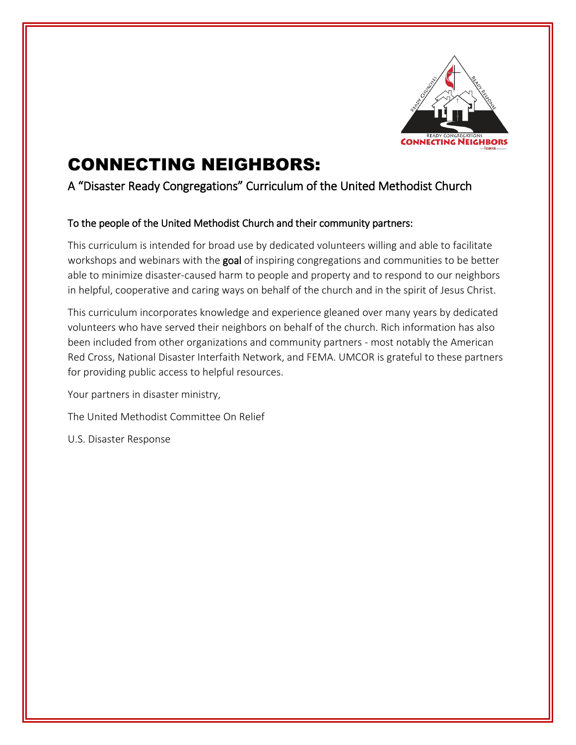# CONNECTING NEIGHBORS:

## A "Disaster Ready Congregations" Curriculum of the United Methodist Church

To the people of the United Methodist Church and their community partners:

This curriculum is intended for broad use by dedicated volunteers willing and able to facilitate workshops and webinars with the **goal** of inspiring congregations and communities to be better able to minimize disaster-caused harm to people and property and to respond to our neighbors in helpful, cooperative and caring ways on behalf of the church and in the spirit of Jesus Christ.

This curriculum incorporates knowledge and experience gleaned over many years by dedicated volunteers who have served their neighbors on behalf of the church. Rich information has also been included from other organizations and community partners - most notably the American Red Cross, National Disaster Interfaith Network, and FEMA. UMCOR is grateful to these partners for providing public access to helpful resources.

Your partners in disaster ministry,

The United Methodist Committee On Relief

U.S. Disaster Response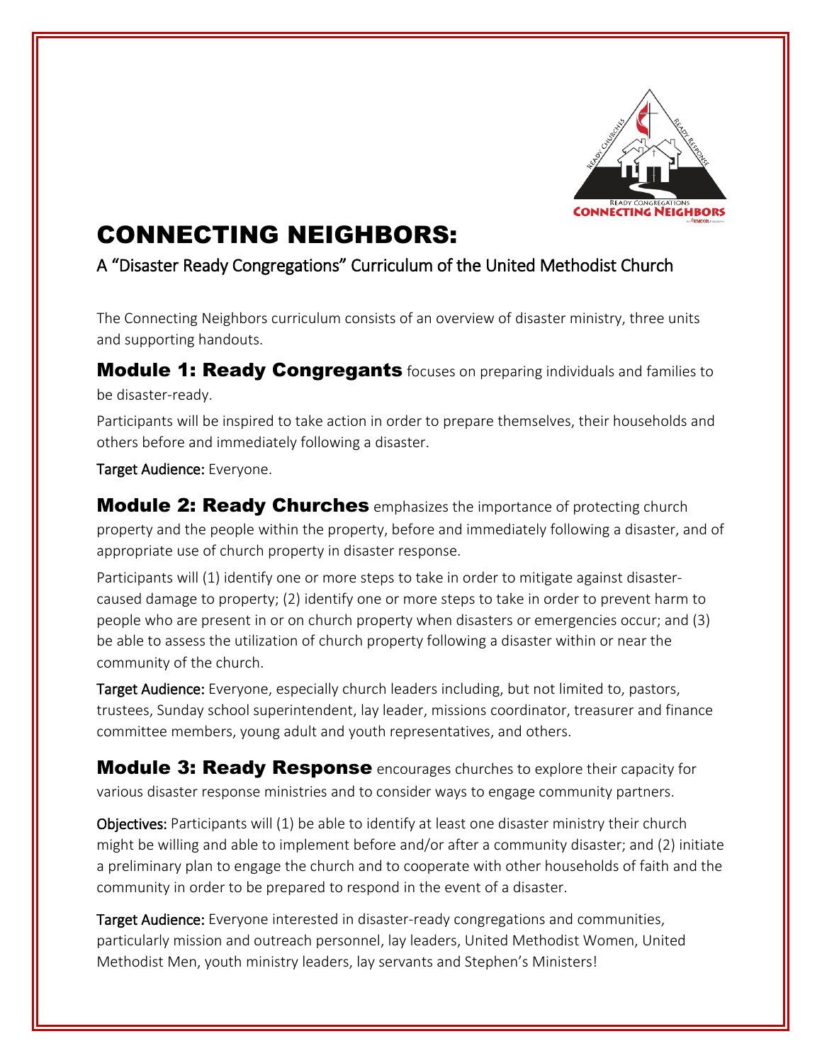# CONNECTING NEIGHBORS:

## A "Disaster Ready Congregations" Curriculum of the United Methodist Church

The Connecting Neighbors curriculum consists of an overview of disaster ministry, three units and supporting handouts.

**Module 1: Ready Congregants** focuses on preparing individuals and families to be disaster-ready.

Participants will be inspired to take action in order to prepare themselves, their households and others before and immediately following a disaster.

**Target Audience:** Everyone.

**Module 2: Ready Churches** emphasizes the importance of protecting church property and the people within the property, before and immediately following a disaster, and of appropriate use of church property in disaster response.

Participants will (1) identify one or more steps to take in order to mitigate against disaster-caused damage to property; (2) identify one or more steps to take in order to prevent harm to people who are present in or on church property when disasters or emergencies occur; and (3) be able to assess the utilization of church property following a disaster within or near the community of the church.

**Target Audience:** Everyone, especially church leaders including, but not limited to, pastors, trustees, Sunday school superintendent, lay leader, missions coordinator, treasurer and finance committee members, young adult and youth representatives, and others.

**Module 3: Ready Response** encourages churches to explore their capacity for various disaster response ministries and to consider ways to engage community partners.

**Objectives:** Participants will (1) be able to identify at least one disaster ministry their church might be willing and able to implement before and/or after a community disaster; and (2) initiate a preliminary plan to engage the church and to cooperate with other households of faith and the community in order to be prepared to respond in the event of a disaster.

**Target Audience:** Everyone interested in disaster-ready congregations and communities, particularly mission and outreach personnel, lay leaders, United Methodist Women, United Methodist Men, youth ministry leaders, lay servants and Stephen's Ministers!